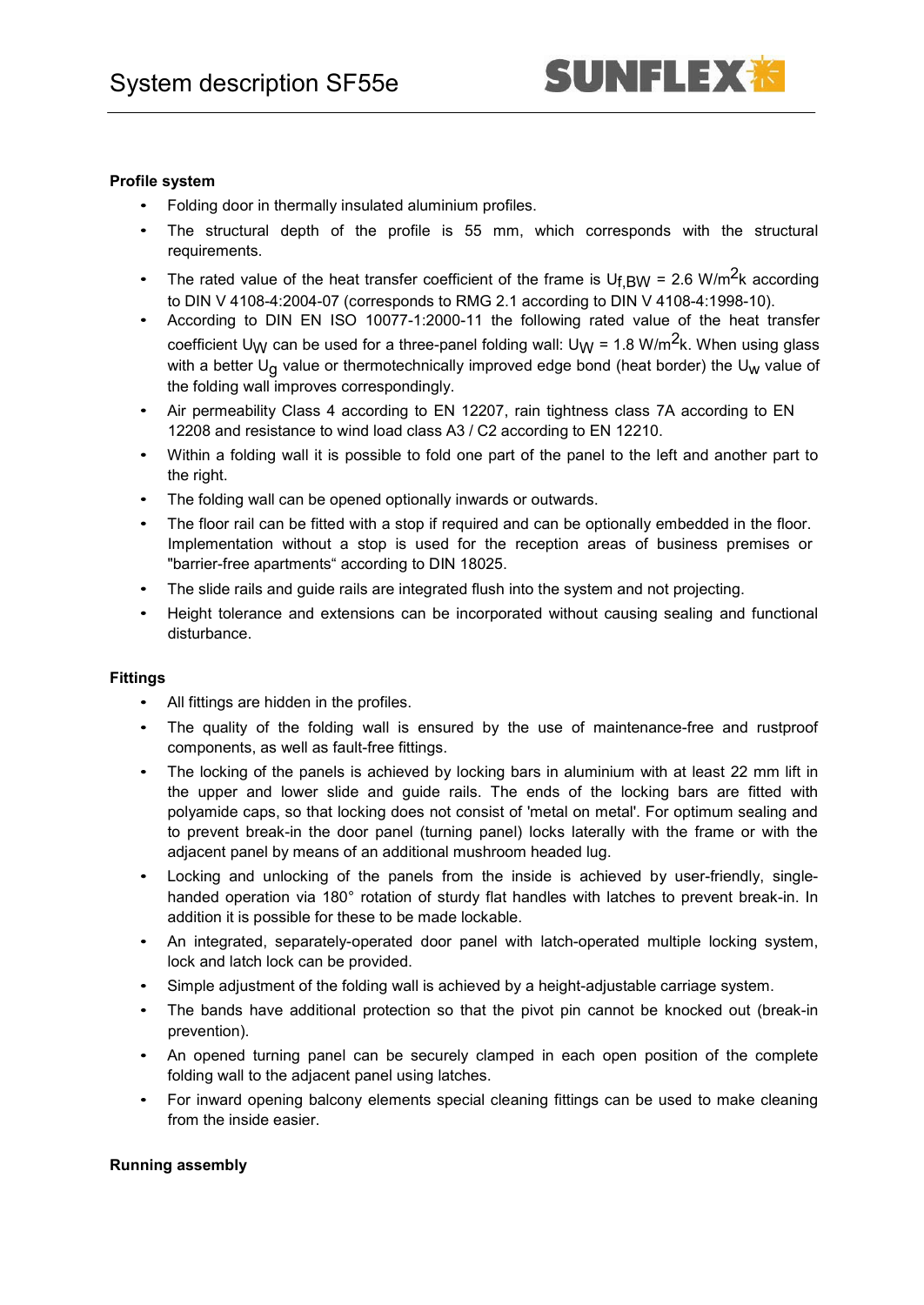# System description SF55e

### Profile system

- Folding door in thermally insulated aluminium profiles.
- The structural depth of the profile is 55 mm, which corresponds with the structural requirements.
- The rated value of the heat transfer coefficient of the frame is $U_{f,BW}$ = 2.6 W/m$^2$k according to DIN V 4108-4:2004-07 (corresponds to RMG 2.1 according to DIN V 4108-4:1998-10).
- According to DIN EN ISO 10077-1:2000-11 the following rated value of the heat transfer coefficient $U_W$ can be used for a three-panel folding wall: $U_W$ = 1.8 W/m$^2$k. When using glass with a better $U_g$ value or thermotechnically improved edge bond (heat border) the $U_w$ value of the folding wall improves correspondingly.
- Air permeability Class 4 according to EN 12207, rain tightness class 7A according to EN 12208 and resistance to wind load class A3 / C2 according to EN 12210.
- Within a folding wall it is possible to fold one part of the panel to the left and another part to the right.
- The folding wall can be opened optionally inwards or outwards.
- The floor rail can be fitted with a stop if required and can be optionally embedded in the floor. Implementation without a stop is used for the reception areas of business premises or "barrier-free apartments“ according to DIN 18025.
- The slide rails and guide rails are integrated flush into the system and not projecting.
- Height tolerance and extensions can be incorporated without causing sealing and functional disturbance.

### Fittings

- All fittings are hidden in the profiles.
- The quality of the folding wall is ensured by the use of maintenance-free and rustproof components, as well as fault-free fittings.
- The locking of the panels is achieved by locking bars in aluminium with at least 22 mm lift in the upper and lower slide and guide rails. The ends of the locking bars are fitted with polyamide caps, so that locking does not consist of 'metal on metal'. For optimum sealing and to prevent break-in the door panel (turning panel) locks laterally with the frame or with the adjacent panel by means of an additional mushroom headed lug.
- Locking and unlocking of the panels from the inside is achieved by user-friendly, single-handed operation via 180° rotation of sturdy flat handles with latches to prevent break-in. In addition it is possible for these to be made lockable.
- An integrated, separately-operated door panel with latch-operated multiple locking system, lock and latch lock can be provided.
- Simple adjustment of the folding wall is achieved by a height-adjustable carriage system.
- The bands have additional protection so that the pivot pin cannot be knocked out (break-in prevention).
- An opened turning panel can be securely clamped in each open position of the complete folding wall to the adjacent panel using latches.
- For inward opening balcony elements special cleaning fittings can be used to make cleaning from the inside easier.

### Running assembly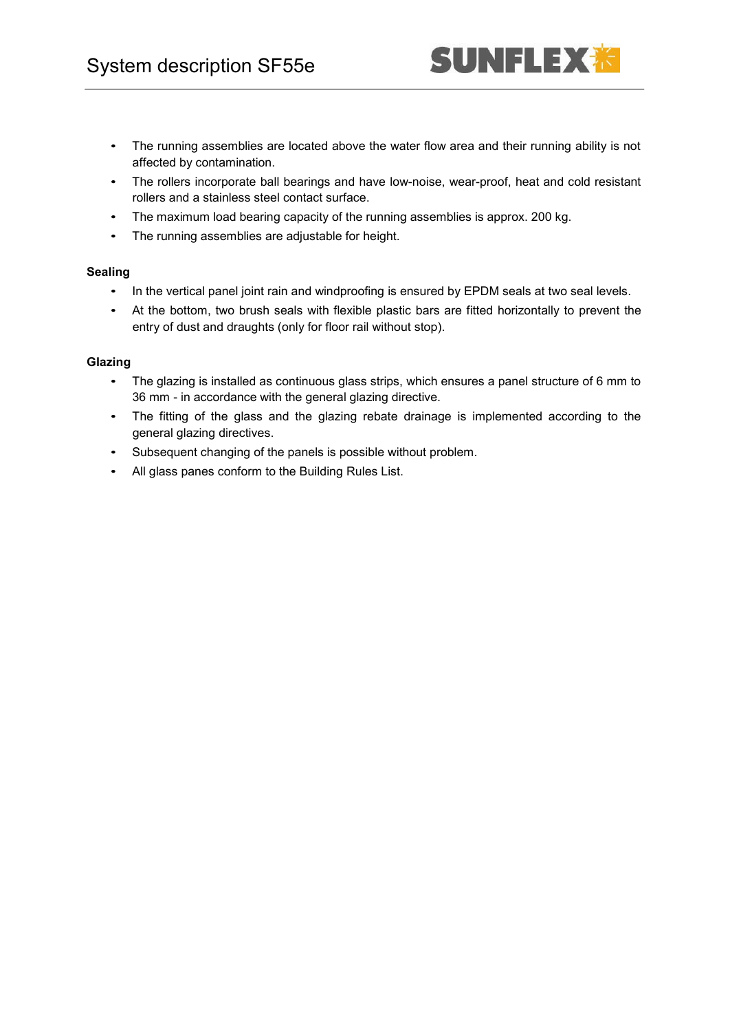- The running assemblies are located above the water flow area and their running ability is not affected by contamination.
- The rollers incorporate ball bearings and have low-noise, wear-proof, heat and cold resistant rollers and a stainless steel contact surface.
- The maximum load bearing capacity of the running assemblies is approx. 200 kg.
- The running assemblies are adjustable for height.

**Sealing**

- In the vertical panel joint rain and windproofing is ensured by EPDM seals at two seal levels.
- At the bottom, two brush seals with flexible plastic bars are fitted horizontally to prevent the entry of dust and draughts (only for floor rail without stop).

**Glazing**

- The glazing is installed as continuous glass strips, which ensures a panel structure of 6 mm to 36 mm - in accordance with the general glazing directive.
- The fitting of the glass and the glazing rebate drainage is implemented according to the general glazing directives.
- Subsequent changing of the panels is possible without problem.
- All glass panes conform to the Building Rules List.